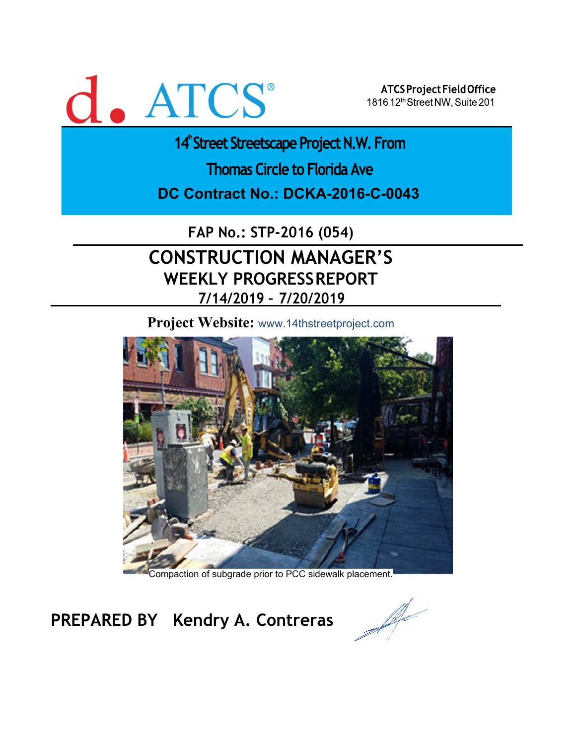d. ATCS®

**ATCS Project Field Office**
1816 12th Street NW, Suite 201

# 14th Street Streetscape Project N.W. From Thomas Circle to Florida Ave

## DC Contract No.: DCKA-2016-C-0043

**FAP No.: STP-2016 (054)**

# CONSTRUCTION MANAGER'S WEEKLY PROGRESS REPORT

## 7/14/2019 – 7/20/2019

**Project Website:** www.14thstreetproject.com

Compaction of subgrade prior to PCC sidewalk placement.

**PREPARED BY** **Kendry A. Contreras**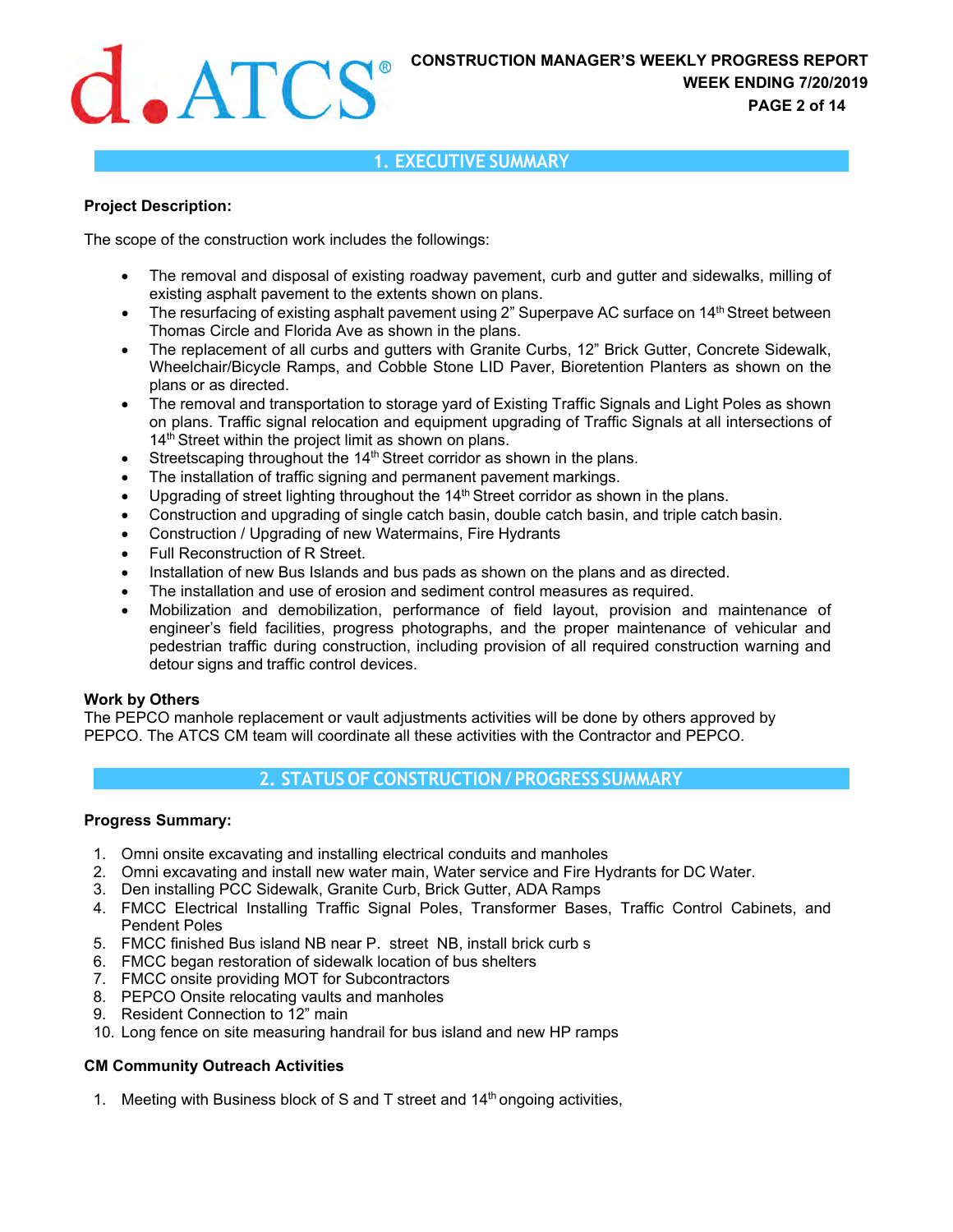## 1. EXECUTIVE SUMMARY

**Project Description:**

The scope of the construction work includes the followings:

- The removal and disposal of existing roadway pavement, curb and gutter and sidewalks, milling of existing asphalt pavement to the extents shown on plans.
- The resurfacing of existing asphalt pavement using 2" Superpave AC surface on 14th Street between Thomas Circle and Florida Ave as shown in the plans.
- The replacement of all curbs and gutters with Granite Curbs, 12" Brick Gutter, Concrete Sidewalk, Wheelchair/Bicycle Ramps, and Cobble Stone LID Paver, Bioretention Planters as shown on the plans or as directed.
- The removal and transportation to storage yard of Existing Traffic Signals and Light Poles as shown on plans. Traffic signal relocation and equipment upgrading of Traffic Signals at all intersections of 14th Street within the project limit as shown on plans.
- Streetscaping throughout the 14th Street corridor as shown in the plans.
- The installation of traffic signing and permanent pavement markings.
- Upgrading of street lighting throughout the 14th Street corridor as shown in the plans.
- Construction and upgrading of single catch basin, double catch basin, and triple catch basin.
- Construction / Upgrading of new Watermains, Fire Hydrants
- Full Reconstruction of R Street.
- Installation of new Bus Islands and bus pads as shown on the plans and as directed.
- The installation and use of erosion and sediment control measures as required.
- Mobilization and demobilization, performance of field layout, provision and maintenance of engineer's field facilities, progress photographs, and the proper maintenance of vehicular and pedestrian traffic during construction, including provision of all required construction warning and detour signs and traffic control devices.

**Work by Others**

The PEPCO manhole replacement or vault adjustments activities will be done by others approved by PEPCO. The ATCS CM team will coordinate all these activities with the Contractor and PEPCO.

## 2. STATUS OF CONSTRUCTION / PROGRESS SUMMARY

**Progress Summary:**

1. Omni onsite excavating and installing electrical conduits and manholes
2. Omni excavating and install new water main, Water service and Fire Hydrants for DC Water.
3. Den installing PCC Sidewalk, Granite Curb, Brick Gutter, ADA Ramps
4. FMCC Electrical Installing Traffic Signal Poles, Transformer Bases, Traffic Control Cabinets, and Pendent Poles
5. FMCC finished Bus island NB near P. street NB, install brick curb s
6. FMCC began restoration of sidewalk location of bus shelters
7. FMCC onsite providing MOT for Subcontractors
8. PEPCO Onsite relocating vaults and manholes
9. Resident Connection to 12" main
10. Long fence on site measuring handrail for bus island and new HP ramps

**CM Community Outreach Activities**

1. Meeting with Business block of S and T street and 14th ongoing activities,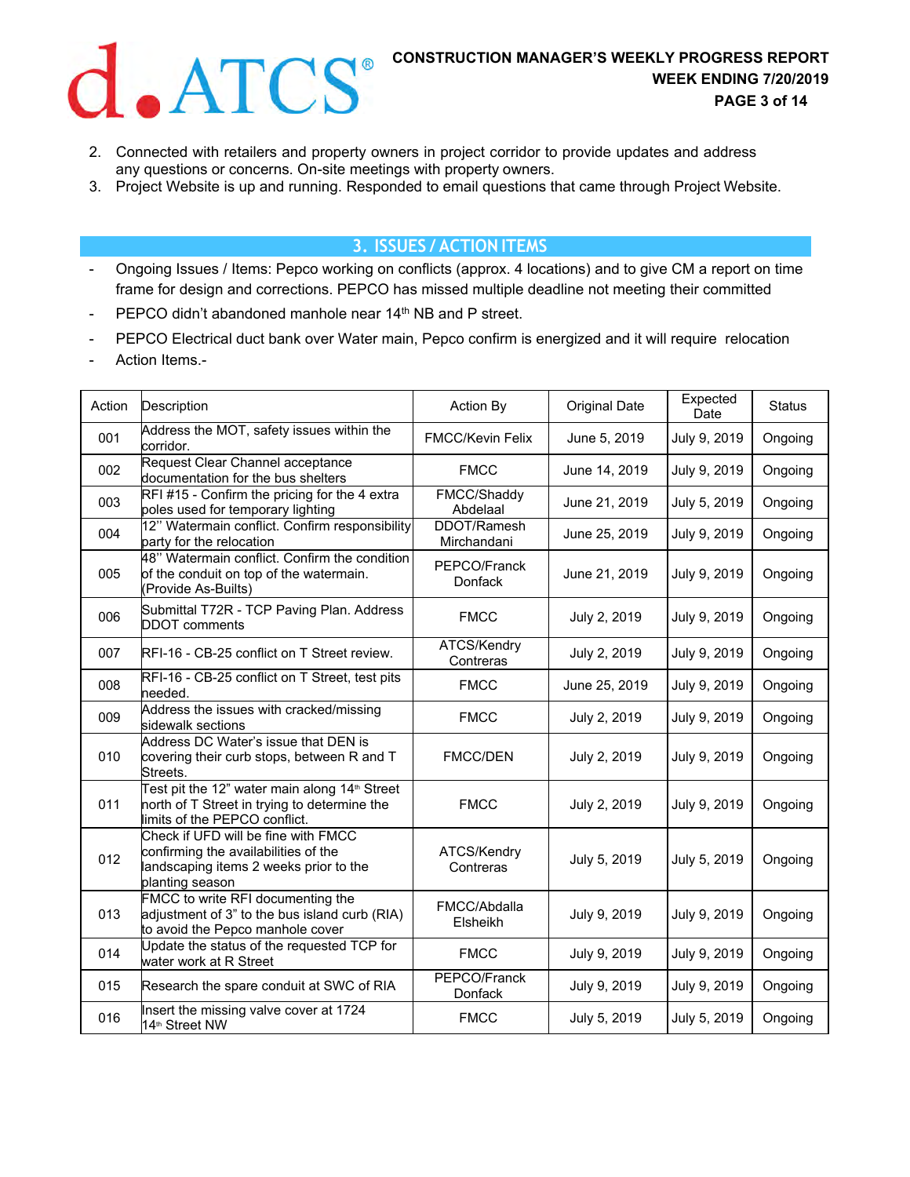2. Connected with retailers and property owners in project corridor to provide updates and address any questions or concerns. On-site meetings with property owners.
3. Project Website is up and running. Responded to email questions that came through Project Website.

## 3. ISSUES / ACTION ITEMS

- Ongoing Issues / Items: Pepco working on conflicts (approx. 4 locations) and to give CM a report on time frame for design and corrections. PEPCO has missed multiple deadline not meeting their committed
- PEPCO didn't abandoned manhole near 14th NB and P street.
- PEPCO Electrical duct bank over Water main, Pepco confirm is energized and it will require relocation
- Action Items.-

| Action | Description | Action By | Original Date | Expected Date | Status |
|---|---|---|---|---|---|
| 001 | Address the MOT, safety issues within the corridor. | FMCC/Kevin Felix | June 5, 2019 | July 9, 2019 | Ongoing |
| 002 | Request Clear Channel acceptance documentation for the bus shelters | FMCC | June 14, 2019 | July 9, 2019 | Ongoing |
| 003 | RFI #15 - Confirm the pricing for the 4 extra poles used for temporary lighting | FMCC/Shaddy Abdelaal | June 21, 2019 | July 5, 2019 | Ongoing |
| 004 | 12" Watermain conflict. Confirm responsibility party for the relocation | DDOT/Ramesh Mirchandani | June 25, 2019 | July 9, 2019 | Ongoing |
| 005 | 48" Watermain conflict. Confirm the condition of the conduit on top of the watermain. (Provide As-Builts) | PEPCO/Franck Donfack | June 21, 2019 | July 9, 2019 | Ongoing |
| 006 | Submittal T72R - TCP Paving Plan. Address DDOT comments | FMCC | July 2, 2019 | July 9, 2019 | Ongoing |
| 007 | RFI-16 - CB-25 conflict on T Street review. | ATCS/Kendry Contreras | July 2, 2019 | July 9, 2019 | Ongoing |
| 008 | RFI-16 - CB-25 conflict on T Street, test pits needed. | FMCC | June 25, 2019 | July 9, 2019 | Ongoing |
| 009 | Address the issues with cracked/missing sidewalk sections | FMCC | July 2, 2019 | July 9, 2019 | Ongoing |
| 010 | Address DC Water's issue that DEN is covering their curb stops, between R and T Streets. | FMCC/DEN | July 2, 2019 | July 9, 2019 | Ongoing |
| 011 | Test pit the 12" water main along 14th Street north of T Street in trying to determine the limits of the PEPCO conflict. | FMCC | July 2, 2019 | July 9, 2019 | Ongoing |
| 012 | Check if UFD will be fine with FMCC confirming the availabilities of the landscaping items 2 weeks prior to the planting season | ATCS/Kendry Contreras | July 5, 2019 | July 5, 2019 | Ongoing |
| 013 | FMCC to write RFI documenting the adjustment of 3" to the bus island curb (RIA) to avoid the Pepco manhole cover | FMCC/Abdalla Elsheikh | July 9, 2019 | July 9, 2019 | Ongoing |
| 014 | Update the status of the requested TCP for water work at R Street | FMCC | July 9, 2019 | July 9, 2019 | Ongoing |
| 015 | Research the spare conduit at SWC of RIA | PEPCO/Franck Donfack | July 9, 2019 | July 9, 2019 | Ongoing |
| 016 | Insert the missing valve cover at 1724 14th Street NW | FMCC | July 5, 2019 | July 5, 2019 | Ongoing |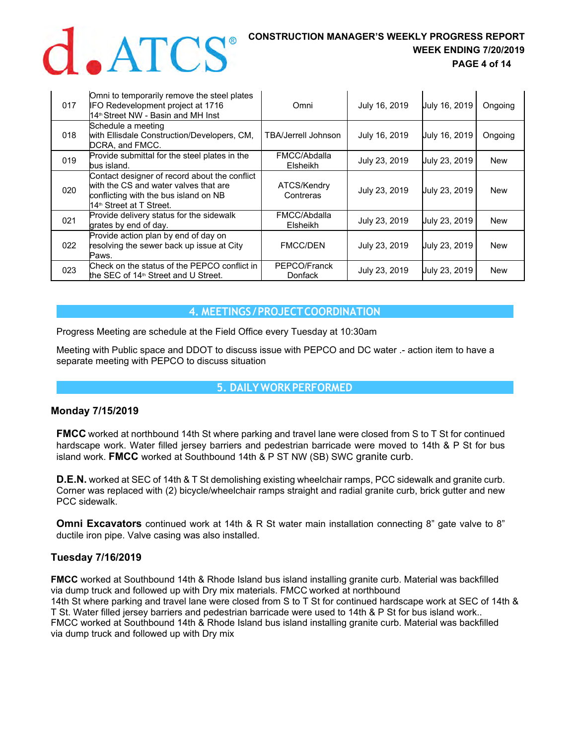| 017 | Omni to temporarily remove the steel plates IFO Redevelopment project at 1716 14th Street NW - Basin and MH Inst | Omni | July 16, 2019 | July 16, 2019 | Ongoing |
|---|---|---|---|---|---|
| 018 | Schedule a meeting with Ellisdale Construction/Developers, CM, DCRA, and FMCC. | TBA/Jerrell Johnson | July 16, 2019 | July 16, 2019 | Ongoing |
| 019 | Provide submittal for the steel plates in the bus island. | FMCC/Abdalla Elsheikh | July 23, 2019 | July 23, 2019 | New |
| 020 | Contact designer of record about the conflict with the CS and water valves that are conflicting with the bus island on NB 14th Street at T Street. | ATCS/Kendry Contreras | July 23, 2019 | July 23, 2019 | New |
| 021 | Provide delivery status for the sidewalk grates by end of day. | FMCC/Abdalla Elsheikh | July 23, 2019 | July 23, 2019 | New |
| 022 | Provide action plan by end of day on resolving the sewer back up issue at City Paws. | FMCC/DEN | July 23, 2019 | July 23, 2019 | New |
| 023 | Check on the status of the PEPCO conflict in the SEC of 14th Street and U Street. | PEPCO/Franck Donfack | July 23, 2019 | July 23, 2019 | New |

## 4. MEETINGS / PROJECT COORDINATION

Progress Meeting are schedule at the Field Office every Tuesday at 10:30am

Meeting with Public space and DDOT to discuss issue with PEPCO and DC water .- action item to have a separate meeting with PEPCO to discuss situation

## 5. DAILY WORK PERFORMED

### Monday 7/15/2019

**FMCC** worked at northbound 14th St where parking and travel lane were closed from S to T St for continued hardscape work. Water filled jersey barriers and pedestrian barricade were moved to 14th & P St for bus island work. **FMCC** worked at Southbound 14th & P ST NW (SB) SWC granite curb.

**D.E.N.** worked at SEC of 14th & T St demolishing existing wheelchair ramps, PCC sidewalk and granite curb. Corner was replaced with (2) bicycle/wheelchair ramps straight and radial granite curb, brick gutter and new PCC sidewalk.

**Omni Excavators** continued work at 14th & R St water main installation connecting 8" gate valve to 8" ductile iron pipe. Valve casing was also installed.

### Tuesday 7/16/2019

**FMCC** worked at Southbound 14th & Rhode Island bus island installing granite curb. Material was backfilled via dump truck and followed up with Dry mix materials. FMCC worked at northbound 14th St where parking and travel lane were closed from S to T St for continued hardscape work at SEC of 14th & T St. Water filled jersey barriers and pedestrian barricade were used to 14th & P St for bus island work.. FMCC worked at Southbound 14th & Rhode Island bus island installing granite curb. Material was backfilled via dump truck and followed up with Dry mix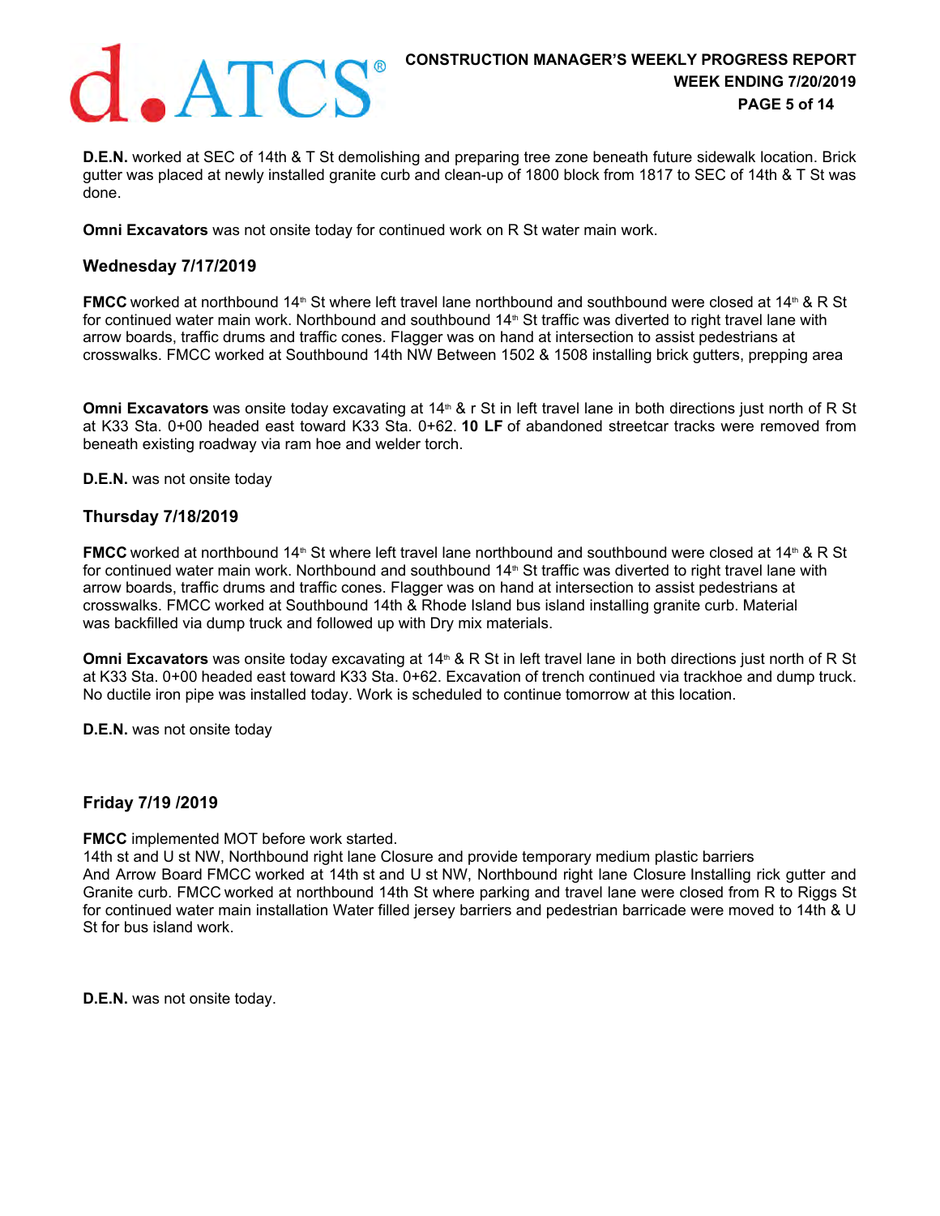**D.E.N.** worked at SEC of 14th & T St demolishing and preparing tree zone beneath future sidewalk location. Brick gutter was placed at newly installed granite curb and clean-up of 1800 block from 1817 to SEC of 14th & T St was done.

**Omni Excavators** was not onsite today for continued work on R St water main work.

### Wednesday 7/17/2019

**FMCC** worked at northbound 14th St where left travel lane northbound and southbound were closed at 14th & R St for continued water main work. Northbound and southbound 14th St traffic was diverted to right travel lane with arrow boards, traffic drums and traffic cones. Flagger was on hand at intersection to assist pedestrians at crosswalks. FMCC worked at Southbound 14th NW Between 1502 & 1508 installing brick gutters, prepping area

**Omni Excavators** was onsite today excavating at 14th & r St in left travel lane in both directions just north of R St at K33 Sta. 0+00 headed east toward K33 Sta. 0+62. **10 LF** of abandoned streetcar tracks were removed from beneath existing roadway via ram hoe and welder torch.

**D.E.N.** was not onsite today

### Thursday 7/18/2019

**FMCC** worked at northbound 14th St where left travel lane northbound and southbound were closed at 14th & R St for continued water main work. Northbound and southbound 14th St traffic was diverted to right travel lane with arrow boards, traffic drums and traffic cones. Flagger was on hand at intersection to assist pedestrians at crosswalks. FMCC worked at Southbound 14th & Rhode Island bus island installing granite curb. Material was backfilled via dump truck and followed up with Dry mix materials.

**Omni Excavators** was onsite today excavating at 14th & R St in left travel lane in both directions just north of R St at K33 Sta. 0+00 headed east toward K33 Sta. 0+62. Excavation of trench continued via trackhoe and dump truck. No ductile iron pipe was installed today. Work is scheduled to continue tomorrow at this location.

**D.E.N.** was not onsite today

### Friday 7/19 /2019

**FMCC** implemented MOT before work started.
14th st and U st NW, Northbound right lane Closure and provide temporary medium plastic barriers
And Arrow Board FMCC worked at 14th st and U st NW, Northbound right lane Closure Installing rick gutter and Granite curb. FMCC worked at northbound 14th St where parking and travel lane were closed from R to Riggs St for continued water main installation Water filled jersey barriers and pedestrian barricade were moved to 14th & U St for bus island work.

**D.E.N.** was not onsite today.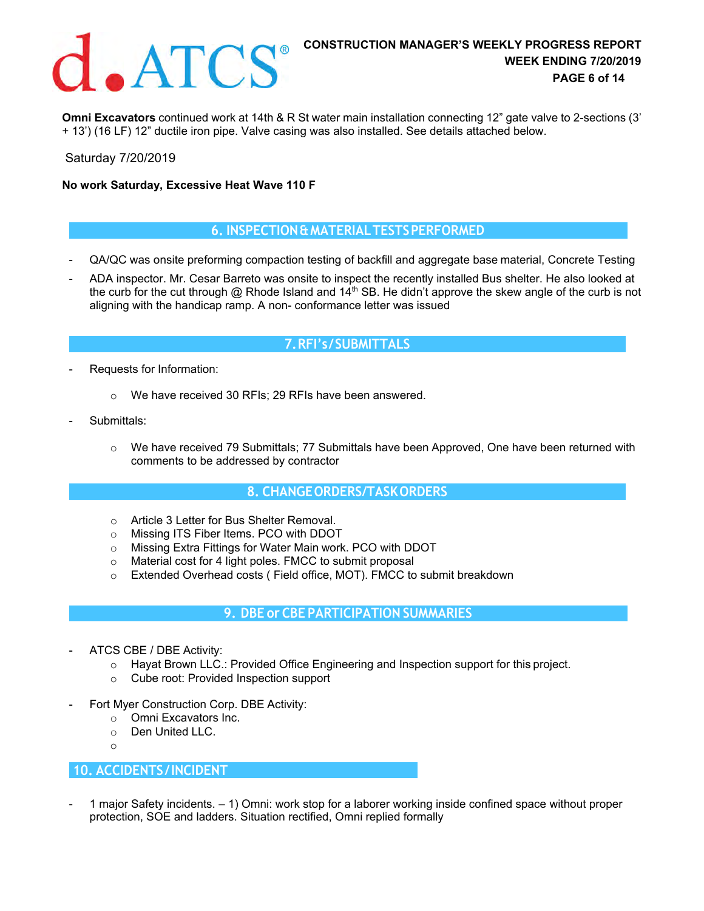**Omni Excavators** continued work at 14th & R St water main installation connecting 12" gate valve to 2-sections (3' + 13') (16 LF) 12" ductile iron pipe. Valve casing was also installed. See details attached below.

Saturday 7/20/2019

**No work Saturday, Excessive Heat Wave 110 F**

## 6. INSPECTION & MATERIAL TESTS PERFORMED

- QA/QC was onsite preforming compaction testing of backfill and aggregate base material, Concrete Testing
- ADA inspector. Mr. Cesar Barreto was onsite to inspect the recently installed Bus shelter. He also looked at the curb for the cut through @ Rhode Island and 14th SB. He didn't approve the skew angle of the curb is not aligning with the handicap ramp. A non- conformance letter was issued

## 7. RFI's / SUBMITTALS

- Requests for Information:
  - We have received 30 RFIs; 29 RFIs have been answered.
- Submittals:
  - We have received 79 Submittals; 77 Submittals have been Approved, One have been returned with comments to be addressed by contractor

## 8. CHANGE ORDERS/TASK ORDERS

- Article 3 Letter for Bus Shelter Removal.
- Missing ITS Fiber Items. PCO with DDOT
- Missing Extra Fittings for Water Main work. PCO with DDOT
- Material cost for 4 light poles. FMCC to submit proposal
- Extended Overhead costs ( Field office, MOT). FMCC to submit breakdown

## 9. DBE or CBE PARTICIPATION SUMMARIES

- ATCS CBE / DBE Activity:
  - Hayat Brown LLC.: Provided Office Engineering and Inspection support for this project.
  - Cube root: Provided Inspection support
- Fort Myer Construction Corp. DBE Activity:
  - Omni Excavators Inc.
  - Den United LLC.

## 10. ACCIDENTS / INCIDENT

- 1 major Safety incidents. – 1) Omni: work stop for a laborer working inside confined space without proper protection, SOE and ladders. Situation rectified, Omni replied formally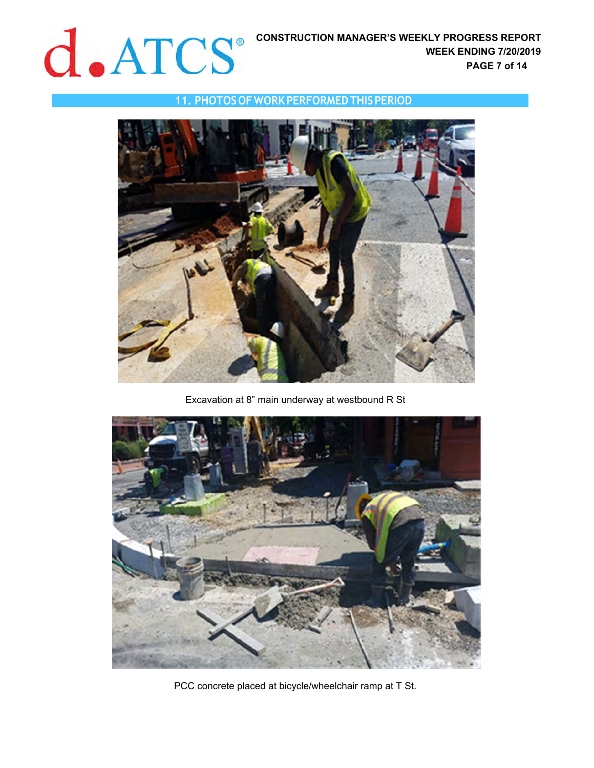## 11. PHOTOS OF WORK PERFORMED THIS PERIOD

Excavation at 8” main underway at westbound R St

PCC concrete placed at bicycle/wheelchair ramp at T St.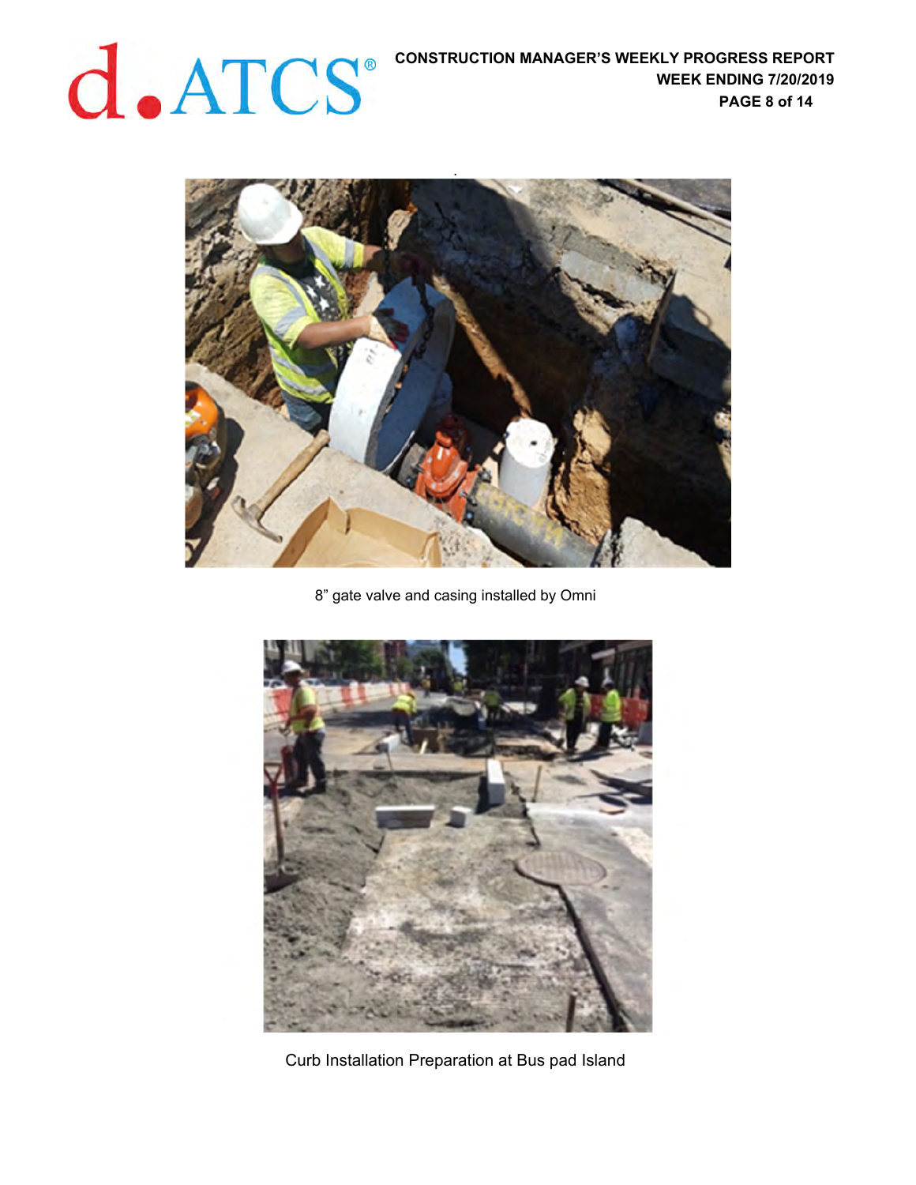8” gate valve and casing installed by Omni

Curb Installation Preparation at Bus pad Island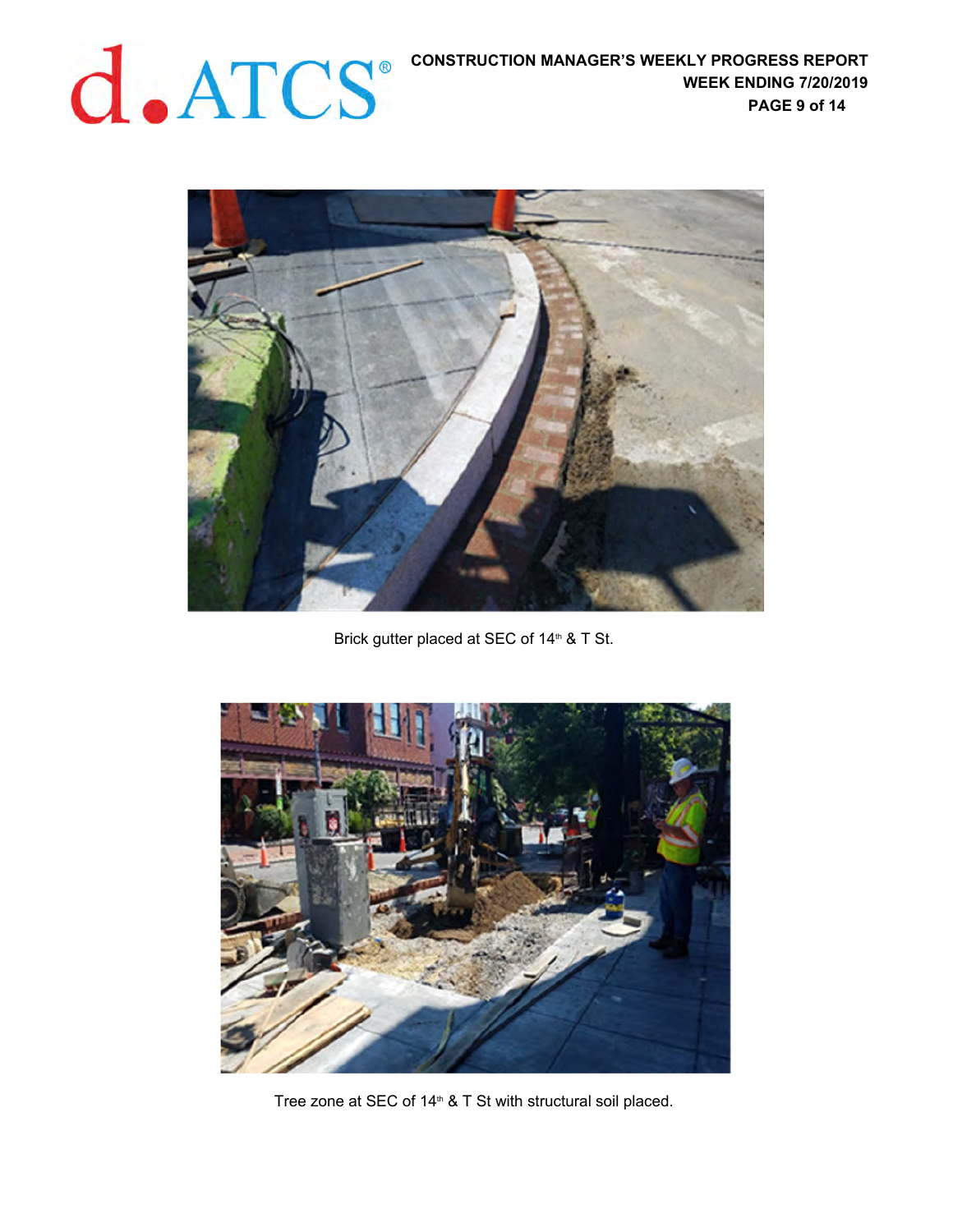Brick gutter placed at SEC of 14th & T St.

Tree zone at SEC of 14th & T St with structural soil placed.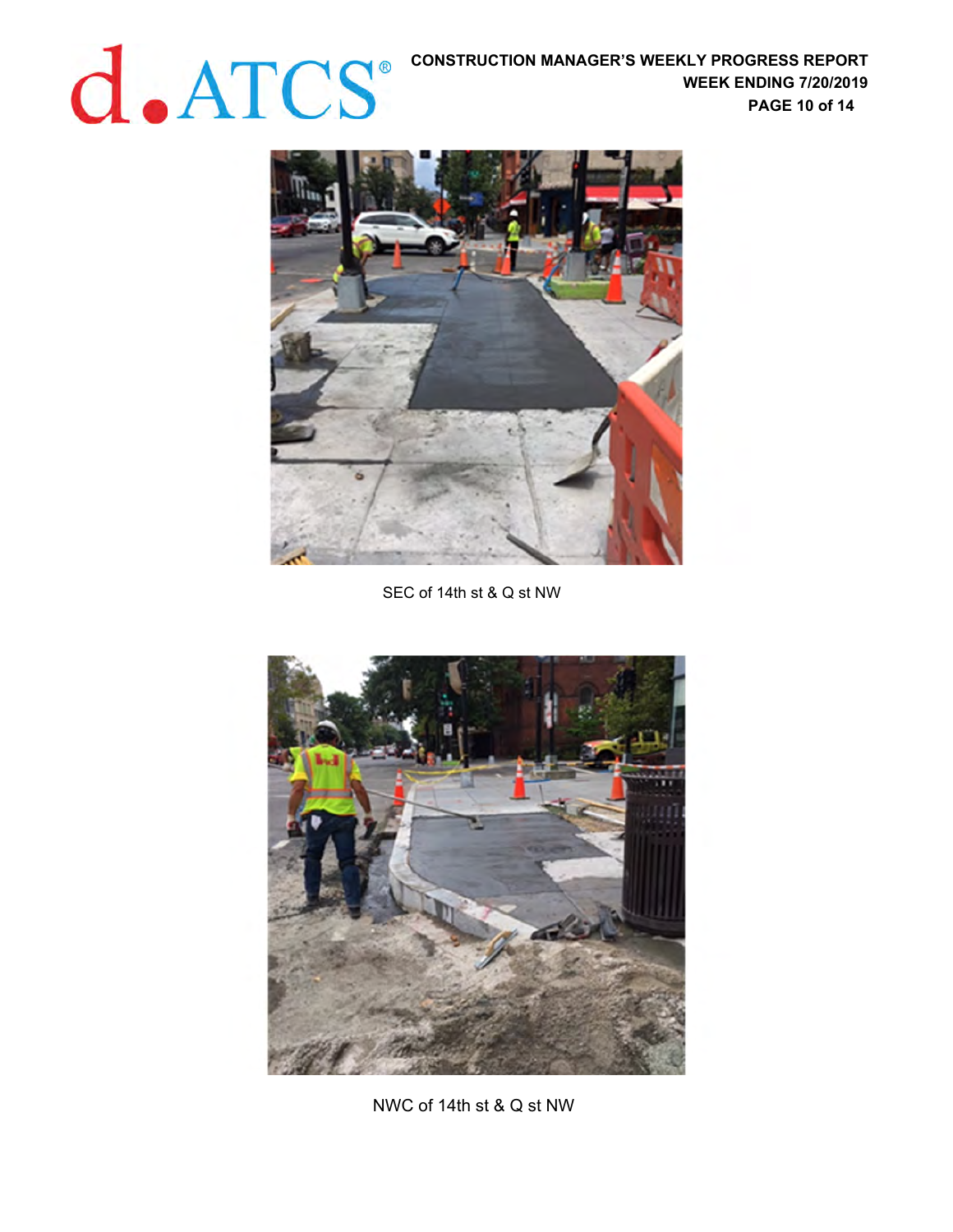SEC of 14th st & Q st NW

NWC of 14th st & Q st NW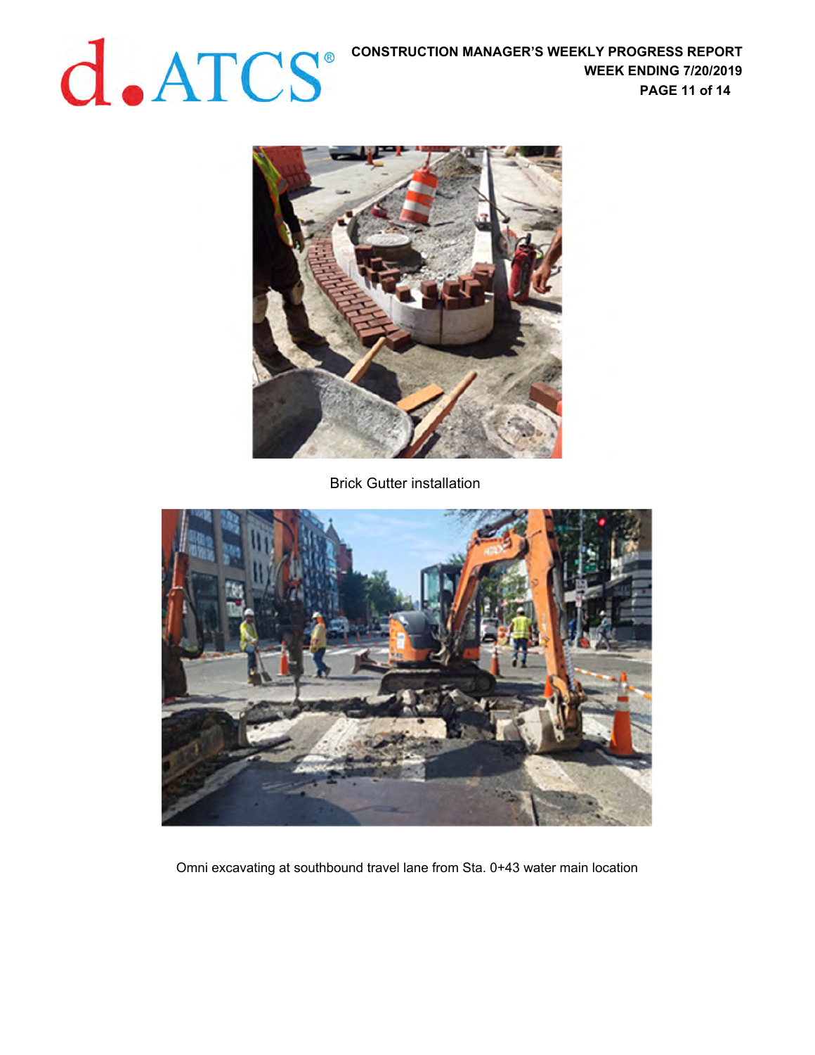Brick Gutter installation

Omni excavating at southbound travel lane from Sta. 0+43 water main location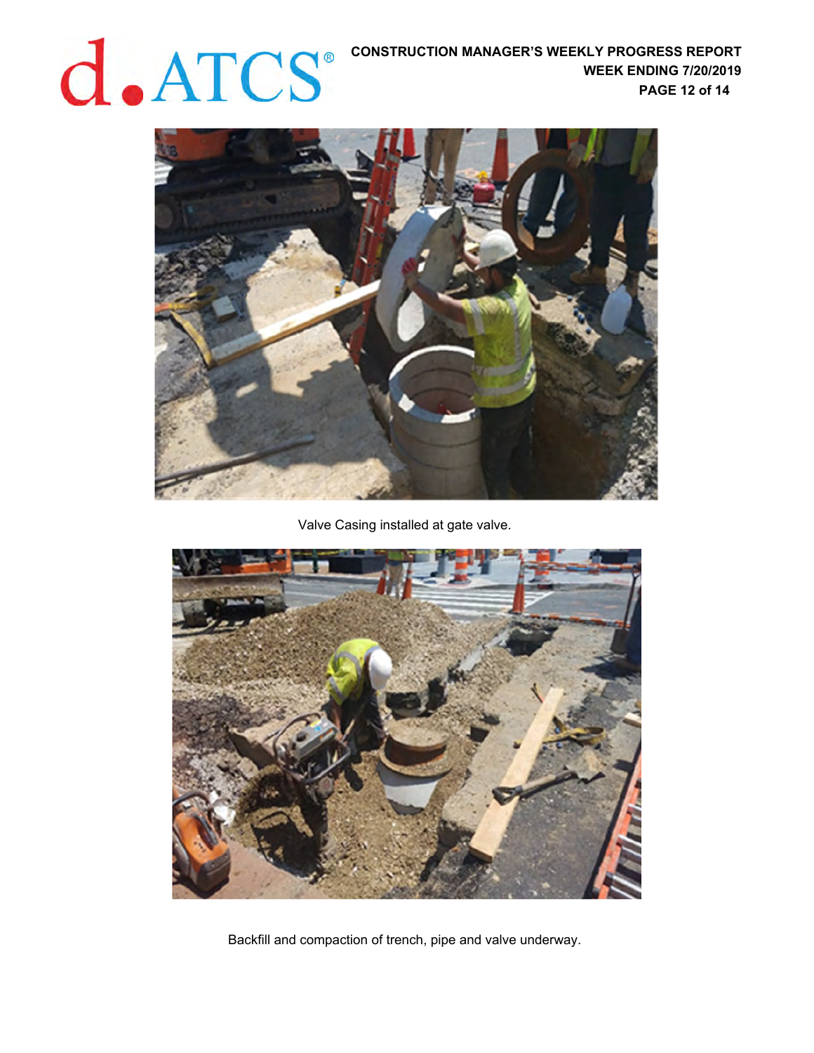Valve Casing installed at gate valve.

Backfill and compaction of trench, pipe and valve underway.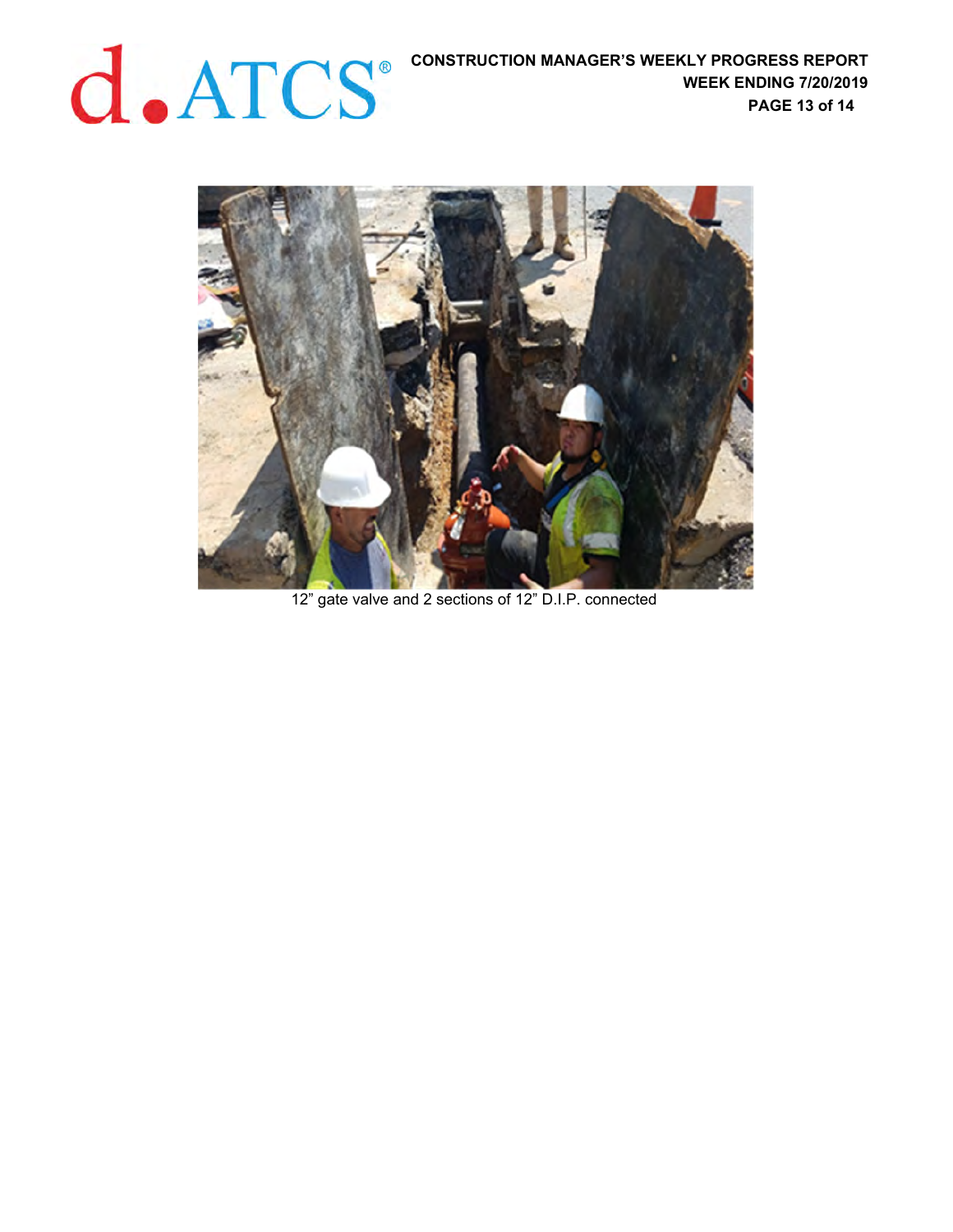12” gate valve and 2 sections of 12” D.I.P. connected